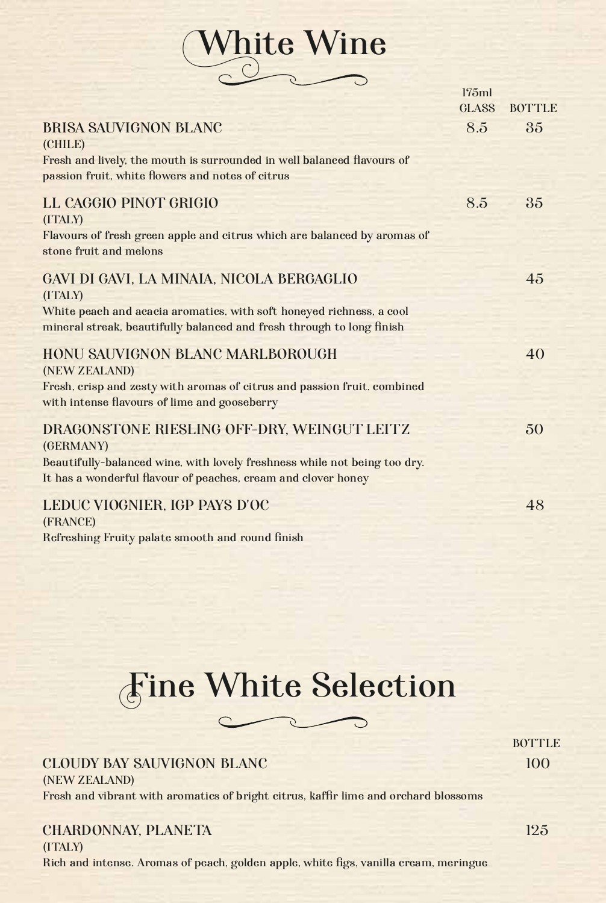# White Wine

| | 175ml GLASS | BOTTLE |
|---|---|---|
| **BRISA SAUVIGNON BLANC** (CHILE)<br>Fresh and lively, the mouth is surrounded in well balanced flavours of passion fruit, white flowers and notes of citrus | 8.5 | 35 |
| **LL CAGGIO PINOT GRIGIO** (ITALY)<br>Flavours of fresh green apple and citrus which are balanced by aromas of stone fruit and melons | 8.5 | 35 |
| **GAVI DI GAVI, LA MINAIA, NICOLA BERGAGLIO** (ITALY)<br>White peach and acacia aromatics, with soft honeyed richness, a cool mineral streak, beautifully balanced and fresh through to long finish | | 45 |
| **HONU SAUVIGNON BLANC MARLBOROUGH** (NEW ZEALAND)<br>Fresh, crisp and zesty with aromas of citrus and passion fruit, combined with intense flavours of lime and gooseberry | | 40 |
| **DRAGONSTONE RIESLING OFF-DRY, WEINGUT LEITZ** (GERMANY)<br>Beautifully-balanced wine, with lovely freshness while not being too dry. It has a wonderful flavour of peaches, cream and clover honey | | 50 |
| **LEDUC VIOGNIER, IGP PAYS D'OC** (FRANCE)<br>Refreshing Fruity palate smooth and round finish | | 48 |

# Fine White Selection

| | BOTTLE |
|---|---|
| **CLOUDY BAY SAUVIGNON BLANC** (NEW ZEALAND)<br>Fresh and vibrant with aromatics of bright citrus, kaffir lime and orchard blossoms | 100 |
| **CHARDONNAY, PLANETA** (ITALY)<br>Rich and intense. Aromas of peach, golden apple, white figs, vanilla cream, meringue | 125 |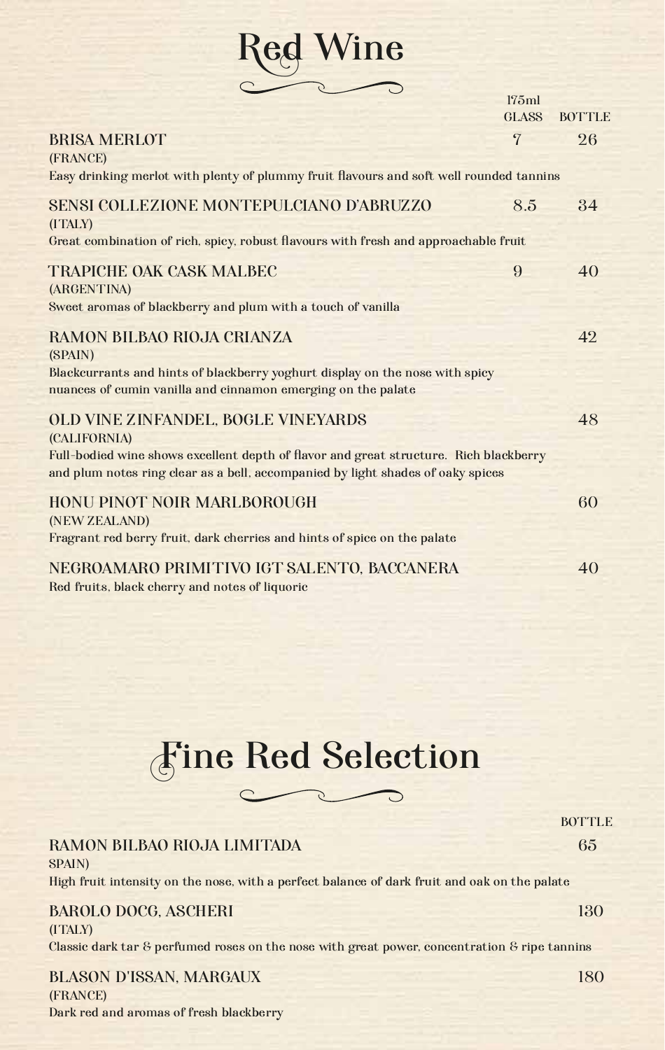# Red Wine

| | 175ml GLASS | BOTTLE |
|---|---|---|
| **BRISA MERLOT**<br>(FRANCE)<br>Easy drinking merlot with plenty of plummy fruit flavours and soft well rounded tannins | 7 | 26 |
| **SENSI COLLEZIONE MONTEPULCIANO D'ABRUZZO**<br>(ITALY)<br>Great combination of rich, spicy, robust flavours with fresh and approachable fruit | 8.5 | 34 |
| **TRAPICHE OAK CASK MALBEC**<br>(ARGENTINA)<br>Sweet aromas of blackberry and plum with a touch of vanilla | 9 | 40 |
| **RAMON BILBAO RIOJA CRIANZA**<br>(SPAIN)<br>Blackcurrants and hints of blackberry yoghurt display on the nose with spicy nuances of cumin vanilla and cinnamon emerging on the palate | | 42 |
| **OLD VINE ZINFANDEL, BOGLE VINEYARDS**<br>(CALIFORNIA)<br>Full-bodied wine shows excellent depth of flavor and great structure. Rich blackberry and plum notes ring clear as a bell, accompanied by light shades of oaky spices | | 48 |
| **HONU PINOT NOIR MARLBOROUGH**<br>(NEW ZEALAND)<br>Fragrant red berry fruit, dark cherries and hints of spice on the palate | | 60 |
| **NEGROAMARO PRIMITIVO IGT SALENTO, BACCANERA**<br>Red fruits, black cherry and notes of liquoric | | 40 |

# Fine Red Selection

| | BOTTLE |
|---|---|
| **RAMON BILBAO RIOJA LIMITADA**<br>SPAIN)<br>High fruit intensity on the nose, with a perfect balance of dark fruit and oak on the palate | 65 |
| **BAROLO DOCG, ASCHERI**<br>(ITALY)<br>Classic dark tar & perfumed roses on the nose with great power, concentration & ripe tannins | 130 |
| **BLASON D'ISSAN, MARGAUX**<br>(FRANCE)<br>Dark red and aromas of fresh blackberry | 180 |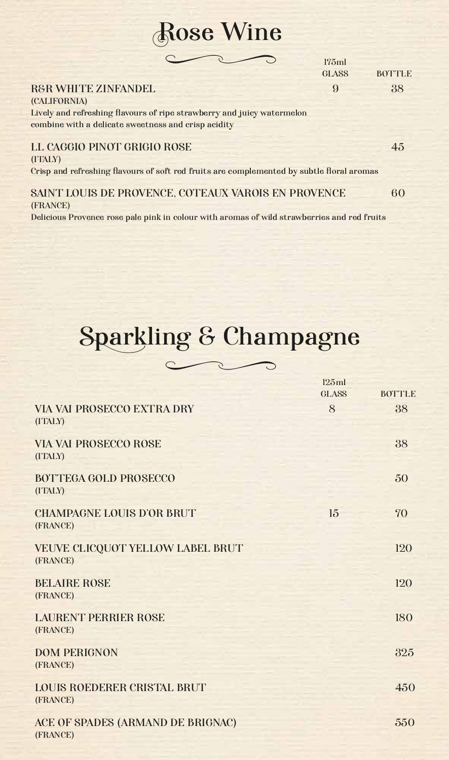# Rose Wine

| | 175ml GLASS | BOTTLE |
|---|---|---|
| **R&R WHITE ZINFANDEL**<br>(CALIFORNIA)<br>Lively and refreshing flavours of ripe strawberry and juicy watermelon combine with a delicate sweetness and crisp acidity | 9 | 38 |
| **LL CAGGIO PINOT GRIGIO ROSE**<br>(ITALY)<br>Crisp and refreshing flavours of soft red fruits are complemented by subtle floral aromas | | 45 |
| **SAINT LOUIS DE PROVENCE, COTEAUX VAROIS EN PROVENCE**<br>(FRANCE)<br>Delicious Provence rose pale pink in colour with aromas of wild strawberries and red fruits | | 60 |

# Sparkling & Champagne

| | 125ml GLASS | BOTTLE |
|---|---|---|
| **VIA VAI PROSECCO EXTRA DRY**<br>(ITALY) | 8 | 38 |
| **VIA VAI PROSECCO ROSE**<br>(ITALY) | | 38 |
| **BOTTEGA GOLD PROSECCO**<br>(ITALY) | | 50 |
| **CHAMPAGNE LOUIS D'OR BRUT**<br>(FRANCE) | 15 | 70 |
| **VEUVE CLICQUOT YELLOW LABEL BRUT**<br>(FRANCE) | | 120 |
| **BELAIRE ROSE**<br>(FRANCE) | | 120 |
| **LAURENT PERRIER ROSE**<br>(FRANCE) | | 180 |
| **DOM PERIGNON**<br>(FRANCE) | | 325 |
| **LOUIS ROEDERER CRISTAL BRUT**<br>(FRANCE) | | 450 |
| **ACE OF SPADES (ARMAND DE BRIGNAC)**<br>(FRANCE) | | 550 |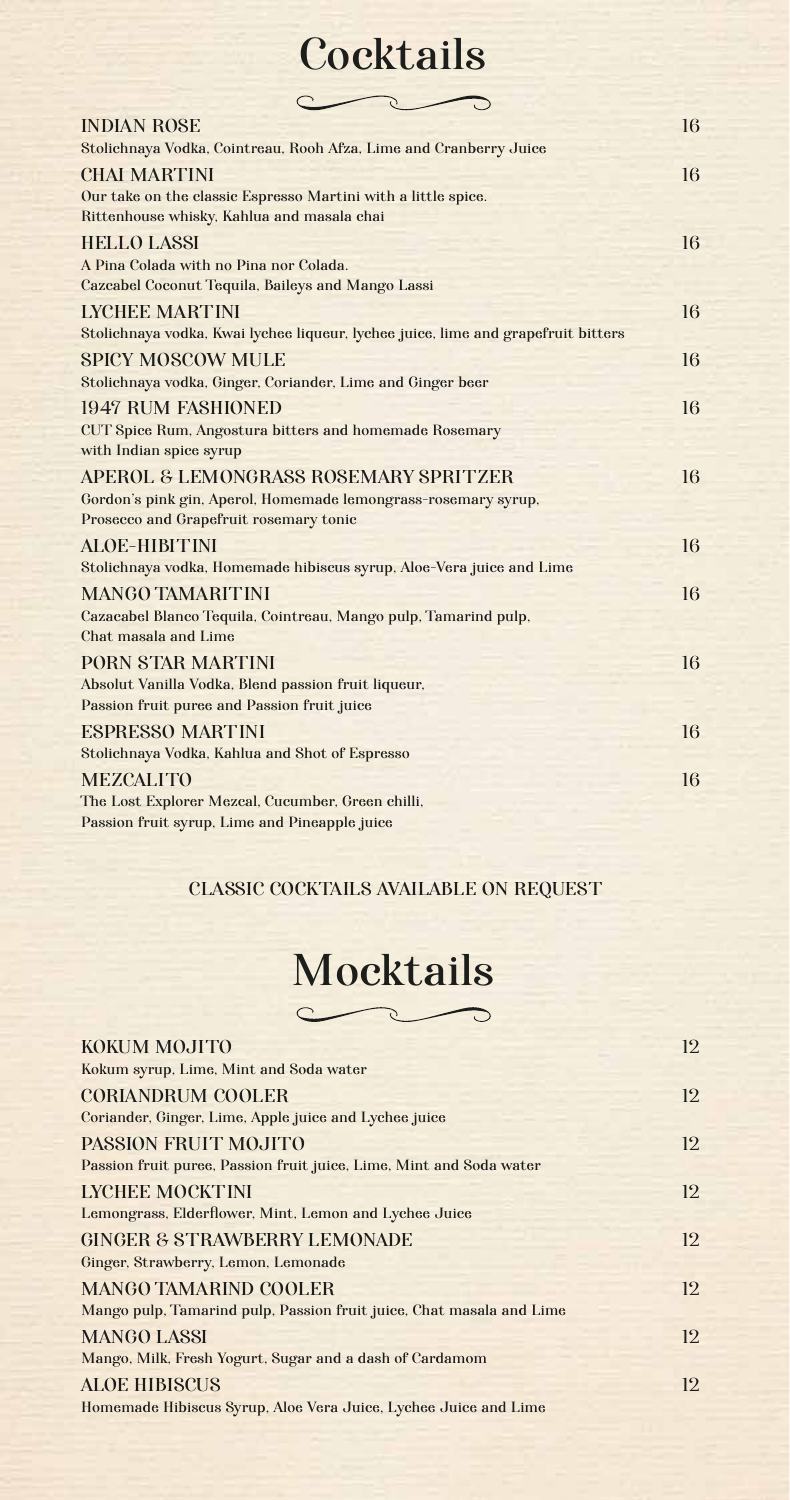# Cocktails

**INDIAN ROSE** — 16
Stolichnaya Vodka, Cointreau, Rooh Afza, Lime and Cranberry Juice

**CHAI MARTINI** — 16
Our take on the classic Espresso Martini with a little spice.
Rittenhouse whisky, Kahlua and masala chai

**HELLO LASSI** — 16
A Pina Colada with no Pina nor Colada.
Cazcabel Coconut Tequila, Baileys and Mango Lassi

**LYCHEE MARTINI** — 16
Stolichnaya vodka, Kwai lychee liqueur, lychee juice, lime and grapefruit bitters

**SPICY MOSCOW MULE** — 16
Stolichnaya vodka, Ginger, Coriander, Lime and Ginger beer

**1947 RUM FASHIONED** — 16
CUT Spice Rum, Angostura bitters and homemade Rosemary with Indian spice syrup

**APEROL & LEMONGRASS ROSEMARY SPRITZER** — 16
Gordon's pink gin, Aperol, Homemade lemongrass-rosemary syrup, Prosecco and Grapefruit rosemary tonic

**ALOE-HIBITINI** — 16
Stolichnaya vodka, Homemade hibiscus syrup, Aloe-Vera juice and Lime

**MANGO TAMARITINI** — 16
Cazacabel Blanco Tequila, Cointreau, Mango pulp, Tamarind pulp, Chat masala and Lime

**PORN STAR MARTINI** — 16
Absolut Vanilla Vodka, Blend passion fruit liqueur, Passion fruit puree and Passion fruit juice

**ESPRESSO MARTINI** — 16
Stolichnaya Vodka, Kahlua and Shot of Espresso

**MEZCALITO** — 16
The Lost Explorer Mezcal, Cucumber, Green chilli, Passion fruit syrup, Lime and Pineapple juice

CLASSIC COCKTAILS AVAILABLE ON REQUEST

# Mocktails

**KOKUM MOJITO** — 12
Kokum syrup, Lime, Mint and Soda water

**CORIANDRUM COOLER** — 12
Coriander, Ginger, Lime, Apple juice and Lychee juice

**PASSION FRUIT MOJITO** — 12
Passion fruit puree, Passion fruit juice, Lime, Mint and Soda water

**LYCHEE MOCKTINI** — 12
Lemongrass, Elderflower, Mint, Lemon and Lychee Juice

**GINGER & STRAWBERRY LEMONADE** — 12
Ginger, Strawberry, Lemon, Lemonade

**MANGO TAMARIND COOLER** — 12
Mango pulp, Tamarind pulp, Passion fruit juice, Chat masala and Lime

**MANGO LASSI** — 12
Mango, Milk, Fresh Yogurt, Sugar and a dash of Cardamom

**ALOE HIBISCUS** — 12
Homemade Hibiscus Syrup, Aloe Vera Juice, Lychee Juice and Lime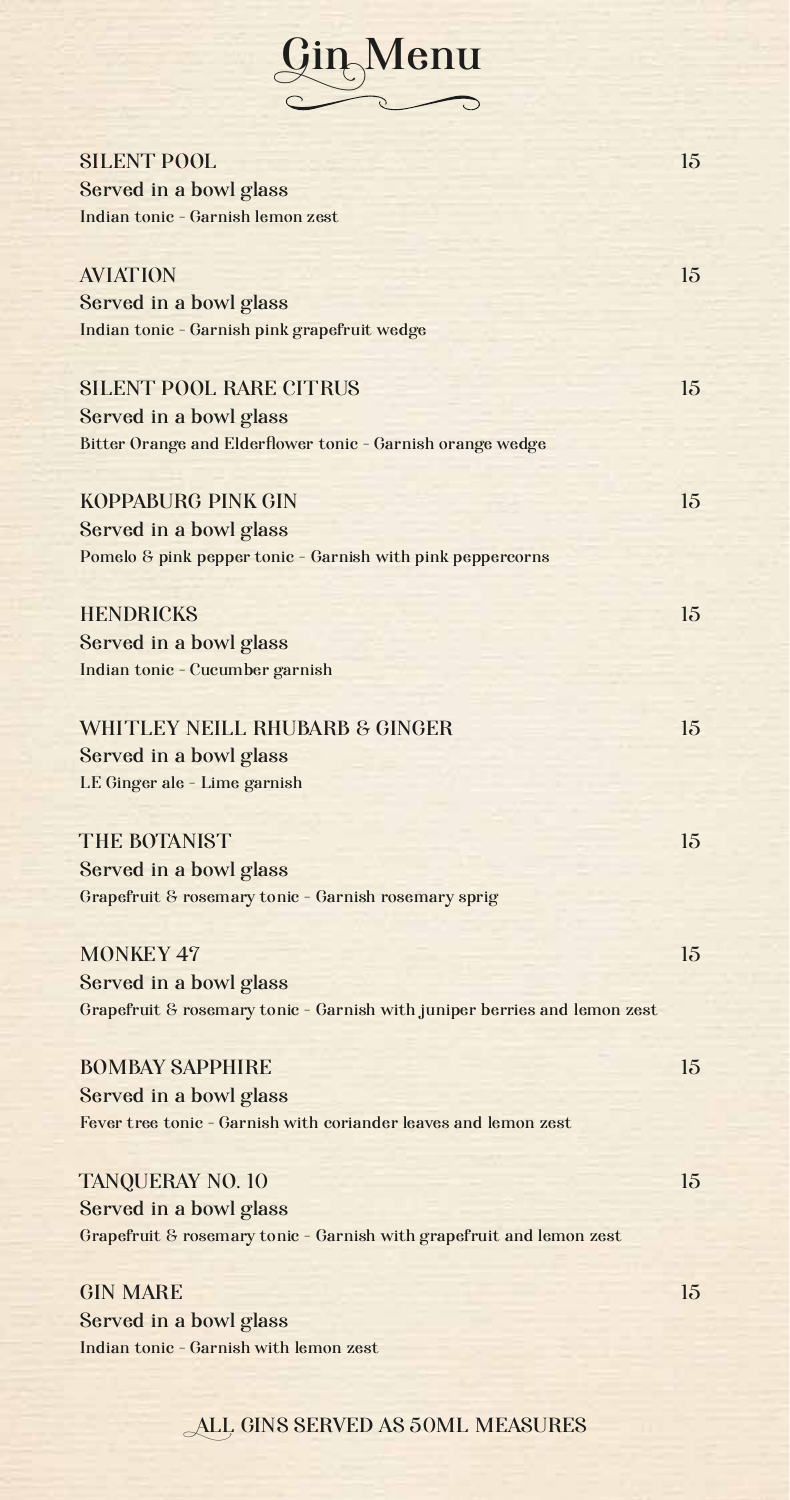# Gin Menu

**SILENT POOL** 15
Served in a bowl glass
Indian tonic - Garnish lemon zest

**AVIATION** 15
Served in a bowl glass
Indian tonic - Garnish pink grapefruit wedge

**SILENT POOL RARE CITRUS** 15
Served in a bowl glass
Bitter Orange and Elderflower tonic - Garnish orange wedge

**KOPPABURG PINK GIN** 15
Served in a bowl glass
Pomelo & pink pepper tonic - Garnish with pink peppercorns

**HENDRICKS** 15
Served in a bowl glass
Indian tonic - Cucumber garnish

**WHITLEY NEILL RHUBARB & GINGER** 15
Served in a bowl glass
LE Ginger ale - Lime garnish

**THE BOTANIST** 15
Served in a bowl glass
Grapefruit & rosemary tonic - Garnish rosemary sprig

**MONKEY 47** 15
Served in a bowl glass
Grapefruit & rosemary tonic - Garnish with juniper berries and lemon zest

**BOMBAY SAPPHIRE** 15
Served in a bowl glass
Fever tree tonic - Garnish with coriander leaves and lemon zest

**TANQUERAY NO. 10** 15
Served in a bowl glass
Grapefruit & rosemary tonic - Garnish with grapefruit and lemon zest

**GIN MARE** 15
Served in a bowl glass
Indian tonic - Garnish with lemon zest

ALL GINS SERVED AS 50ML MEASURES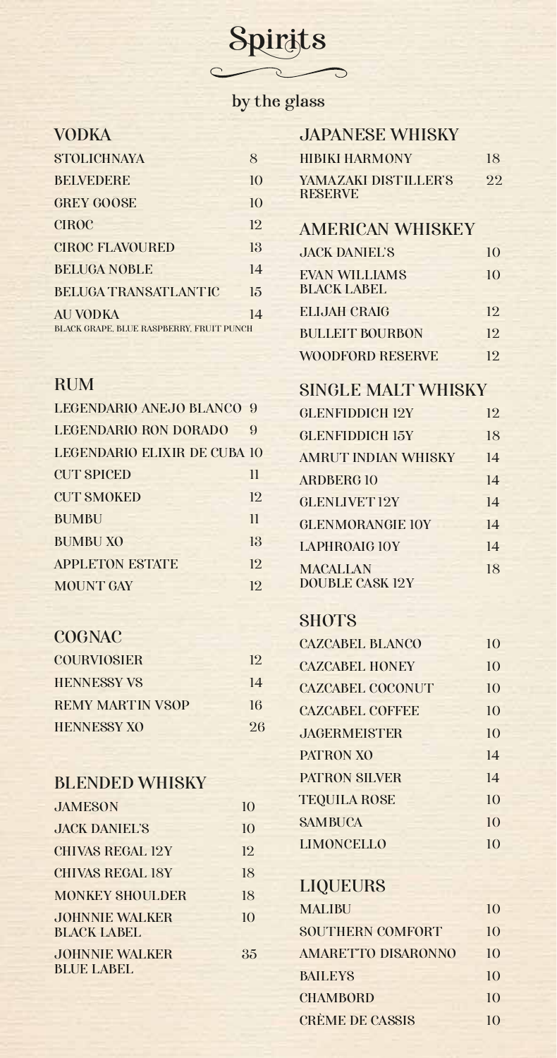# Spirits

by the glass

## VODKA

| | |
|---|---|
| STOLICHNAYA | 8 |
| BELVEDERE | 10 |
| GREY GOOSE | 10 |
| CIROC | 12 |
| CIROC FLAVOURED | 13 |
| BELUGA NOBLE | 14 |
| BELUGA TRANSATLANTIC | 15 |
| AU VODKA<br>BLACK GRAPE, BLUE RASPBERRY, FRUIT PUNCH | 14 |

## RUM

| | |
|---|---|
| LEGENDARIO ANEJO BLANCO | 9 |
| LEGENDARIO RON DORADO | 9 |
| LEGENDARIO ELIXIR DE CUBA | 10 |
| CUT SPICED | 11 |
| CUT SMOKED | 12 |
| BUMBU | 11 |
| BUMBU XO | 13 |
| APPLETON ESTATE | 12 |
| MOUNT GAY | 12 |

## COGNAC

| | |
|---|---|
| COURVIOSIER | 12 |
| HENNESSY VS | 14 |
| REMY MARTIN VSOP | 16 |
| HENNESSY XO | 26 |

## BLENDED WHISKY

| | |
|---|---|
| JAMESON | 10 |
| JACK DANIEL'S | 10 |
| CHIVAS REGAL 12Y | 12 |
| CHIVAS REGAL 18Y | 18 |
| MONKEY SHOULDER | 18 |
| JOHNNIE WALKER BLACK LABEL | 10 |
| JOHNNIE WALKER BLUE LABEL | 35 |

## JAPANESE WHISKY

| | |
|---|---|
| HIBIKI HARMONY | 18 |
| YAMAZAKI DISTILLER'S RESERVE | 22 |

## AMERICAN WHISKEY

| | |
|---|---|
| JACK DANIEL'S | 10 |
| EVAN WILLIAMS BLACK LABEL | 10 |
| ELIJAH CRAIG | 12 |
| BULLEIT BOURBON | 12 |
| WOODFORD RESERVE | 12 |

## SINGLE MALT WHISKY

| | |
|---|---|
| GLENFIDDICH 12Y | 12 |
| GLENFIDDICH 15Y | 18 |
| AMRUT INDIAN WHISKY | 14 |
| ARDBERG 10 | 14 |
| GLENLIVET 12Y | 14 |
| GLENMORANGIE 10Y | 14 |
| LAPHROAIG 10Y | 14 |
| MACALLAN DOUBLE CASK 12Y | 18 |

## SHOTS

| | |
|---|---|
| CAZCABEL BLANCO | 10 |
| CAZCABEL HONEY | 10 |
| CAZCABEL COCONUT | 10 |
| CAZCABEL COFFEE | 10 |
| JAGERMEISTER | 10 |
| PATRON XO | 14 |
| PATRON SILVER | 14 |
| TEQUILA ROSE | 10 |
| SAMBUCA | 10 |
| LIMONCELLO | 10 |

## LIQUEURS

| | |
|---|---|
| MALIBU | 10 |
| SOUTHERN COMFORT | 10 |
| AMARETTO DISARONNO | 10 |
| BAILEYS | 10 |
| CHAMBORD | 10 |
| CRÈME DE CASSIS | 10 |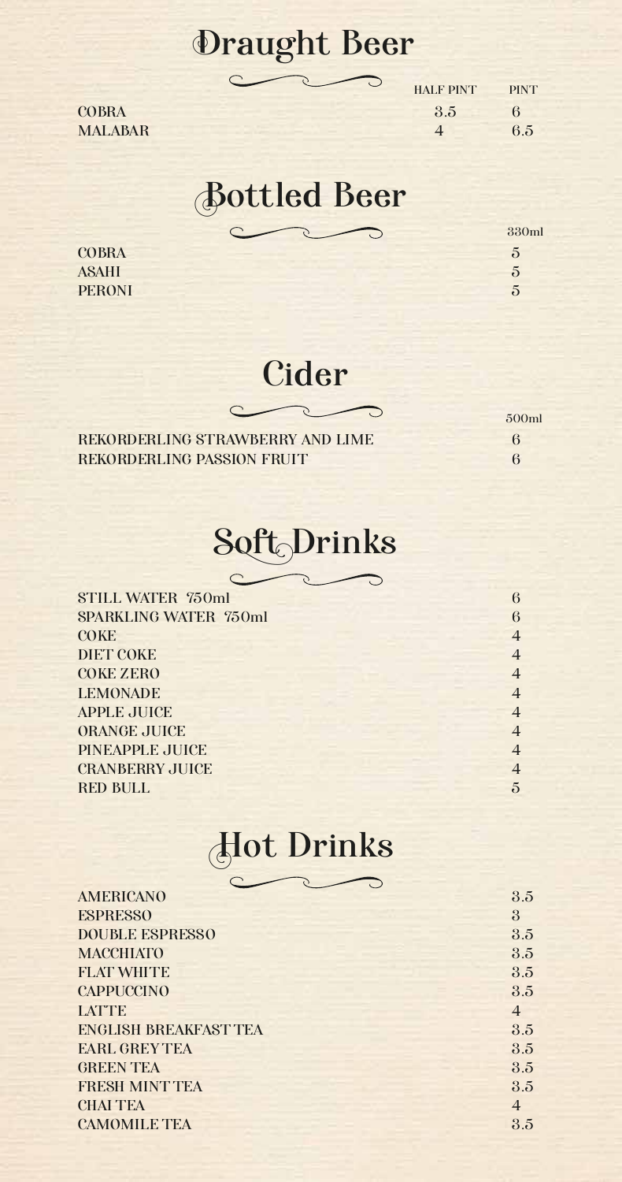# Draught Beer

| | HALF PINT | PINT |
|---|---|---|
| COBRA | 3.5 | 6 |
| MALABAR | 4 | 6.5 |

# Bottled Beer

| | 330ml |
|---|---|
| COBRA | 5 |
| ASAHI | 5 |
| PERONI | 5 |

# Cider

| | 500ml |
|---|---|
| REKORDERLING STRAWBERRY AND LIME | 6 |
| REKORDERLING PASSION FRUIT | 6 |

# Soft Drinks

| | |
|---|---|
| STILL WATER 750ml | 6 |
| SPARKLING WATER 750ml | 6 |
| COKE | 4 |
| DIET COKE | 4 |
| COKE ZERO | 4 |
| LEMONADE | 4 |
| APPLE JUICE | 4 |
| ORANGE JUICE | 4 |
| PINEAPPLE JUICE | 4 |
| CRANBERRY JUICE | 4 |
| RED BULL | 5 |

# Hot Drinks

| | |
|---|---|
| AMERICANO | 3.5 |
| ESPRESSO | 3 |
| DOUBLE ESPRESSO | 3.5 |
| MACCHIATO | 3.5 |
| FLAT WHITE | 3.5 |
| CAPPUCCINO | 3.5 |
| LATTE | 4 |
| ENGLISH BREAKFAST TEA | 3.5 |
| EARL GREY TEA | 3.5 |
| GREEN TEA | 3.5 |
| FRESH MINT TEA | 3.5 |
| CHAI TEA | 4 |
| CAMOMILE TEA | 3.5 |